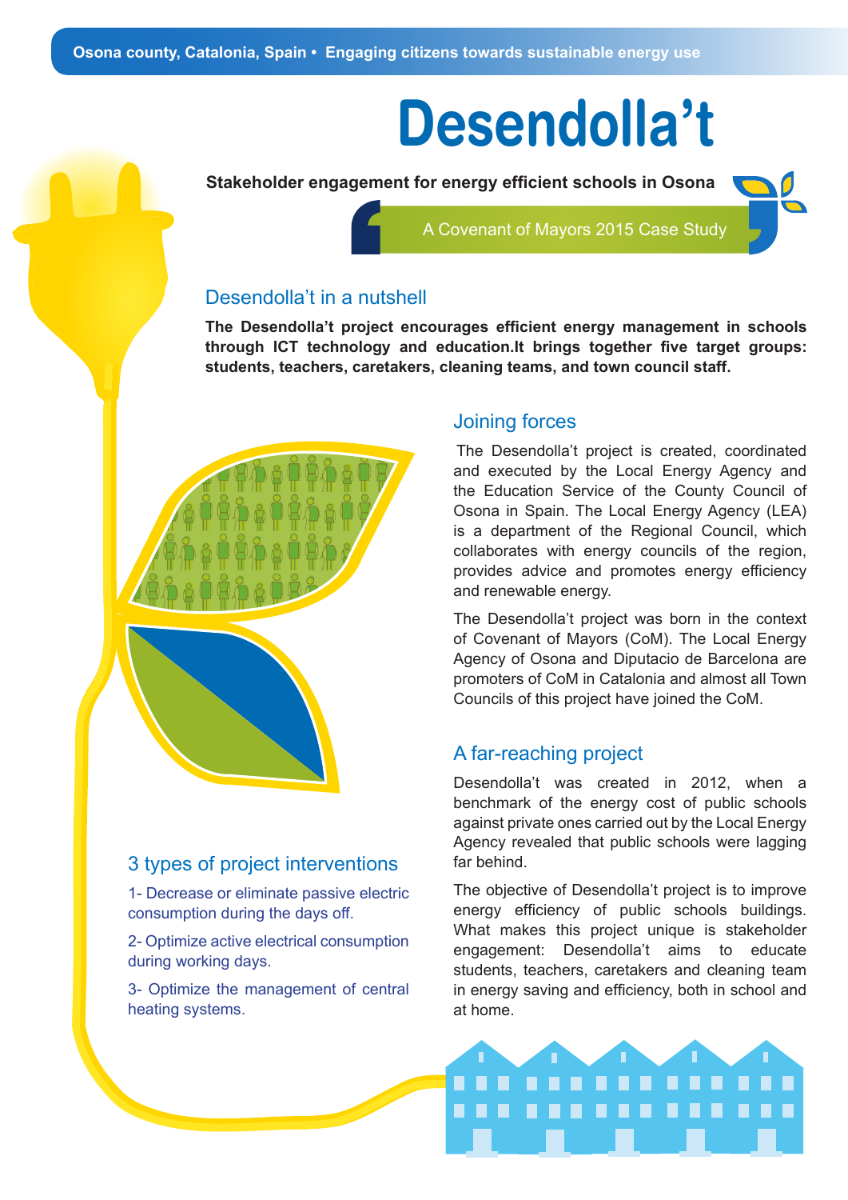Osona county, Catalonia, Spain • Engaging citizens towards sustainable energy use

# Desendolla't

**Stakeholder engagement for energy efficient schools in Osona**

A Covenant of Mayors 2015 Case Study

## Desendolla't in a nutshell

**The Desendolla't project encourages efficient energy management in schools through ICT technology and education.It brings together five target groups: students, teachers, caretakers, cleaning teams, and town council staff.**

## Joining forces

The Desendolla't project is created, coordinated and executed by the Local Energy Agency and the Education Service of the County Council of Osona in Spain. The Local Energy Agency (LEA) is a department of the Regional Council, which collaborates with energy councils of the region, provides advice and promotes energy efficiency and renewable energy.

The Desendolla't project was born in the context of Covenant of Mayors (CoM). The Local Energy Agency of Osona and Diputacio de Barcelona are promoters of CoM in Catalonia and almost all Town Councils of this project have joined the CoM.

## A far-reaching project

Desendolla't was created in 2012, when a benchmark of the energy cost of public schools against private ones carried out by the Local Energy Agency revealed that public schools were lagging far behind.

The objective of Desendolla't project is to improve energy efficiency of public schools buildings. What makes this project unique is stakeholder engagement: Desendolla't aims to educate students, teachers, caretakers and cleaning team in energy saving and efficiency, both in school and at home.

## 3 types of project interventions

1- Decrease or eliminate passive electric consumption during the days off.

2- Optimize active electrical consumption during working days.

3- Optimize the management of central heating systems.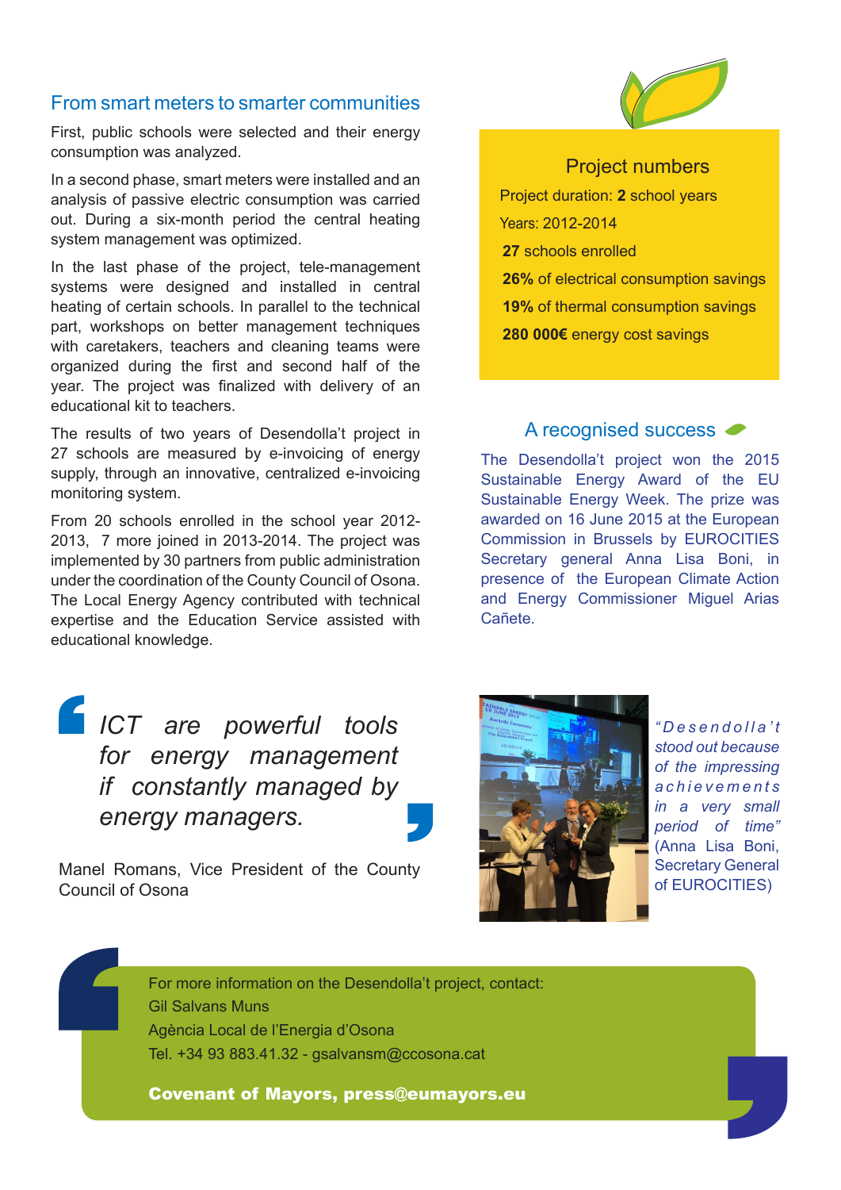## From smart meters to smarter communities

First, public schools were selected and their energy consumption was analyzed.

In a second phase, smart meters were installed and an analysis of passive electric consumption was carried out. During a six-month period the central heating system management was optimized.

In the last phase of the project, tele-management systems were designed and installed in central heating of certain schools. In parallel to the technical part, workshops on better management techniques with caretakers, teachers and cleaning teams were organized during the first and second half of the year. The project was finalized with delivery of an educational kit to teachers.

The results of two years of Desendolla't project in 27 schools are measured by e-invoicing of energy supply, through an innovative, centralized e-invoicing monitoring system.

From 20 schools enrolled in the school year 2012-2013, 7 more joined in 2013-2014. The project was implemented by 30 partners from public administration under the coordination of the County Council of Osona. The Local Energy Agency contributed with technical expertise and the Education Service assisted with educational knowledge.

### Project numbers

Project duration: **2** school years

Years: 2012-2014

**27** schools enrolled

**26%** of electrical consumption savings

**19%** of thermal consumption savings

**280 000€** energy cost savings

## A recognised success

The Desendolla't project won the 2015 Sustainable Energy Award of the EU Sustainable Energy Week. The prize was awarded on 16 June 2015 at the European Commission in Brussels by EUROCITIES Secretary general Anna Lisa Boni, in presence of the European Climate Action and Energy Commissioner Miguel Arias Cañete.

> *ICT are powerful tools for energy management if constantly managed by energy managers.*

Manel Romans, Vice President of the County Council of Osona

*"Desendolla't stood out because of the impressing achievements in a very small period of time"* (Anna Lisa Boni, Secretary General of EUROCITIES)

For more information on the Desendolla't project, contact:
Gil Salvans Muns
Agència Local de l'Energia d'Osona
Tel. +34 93 883.41.32 - gsalvansm@ccosona.cat

**Covenant of Mayors, press@eumayors.eu**